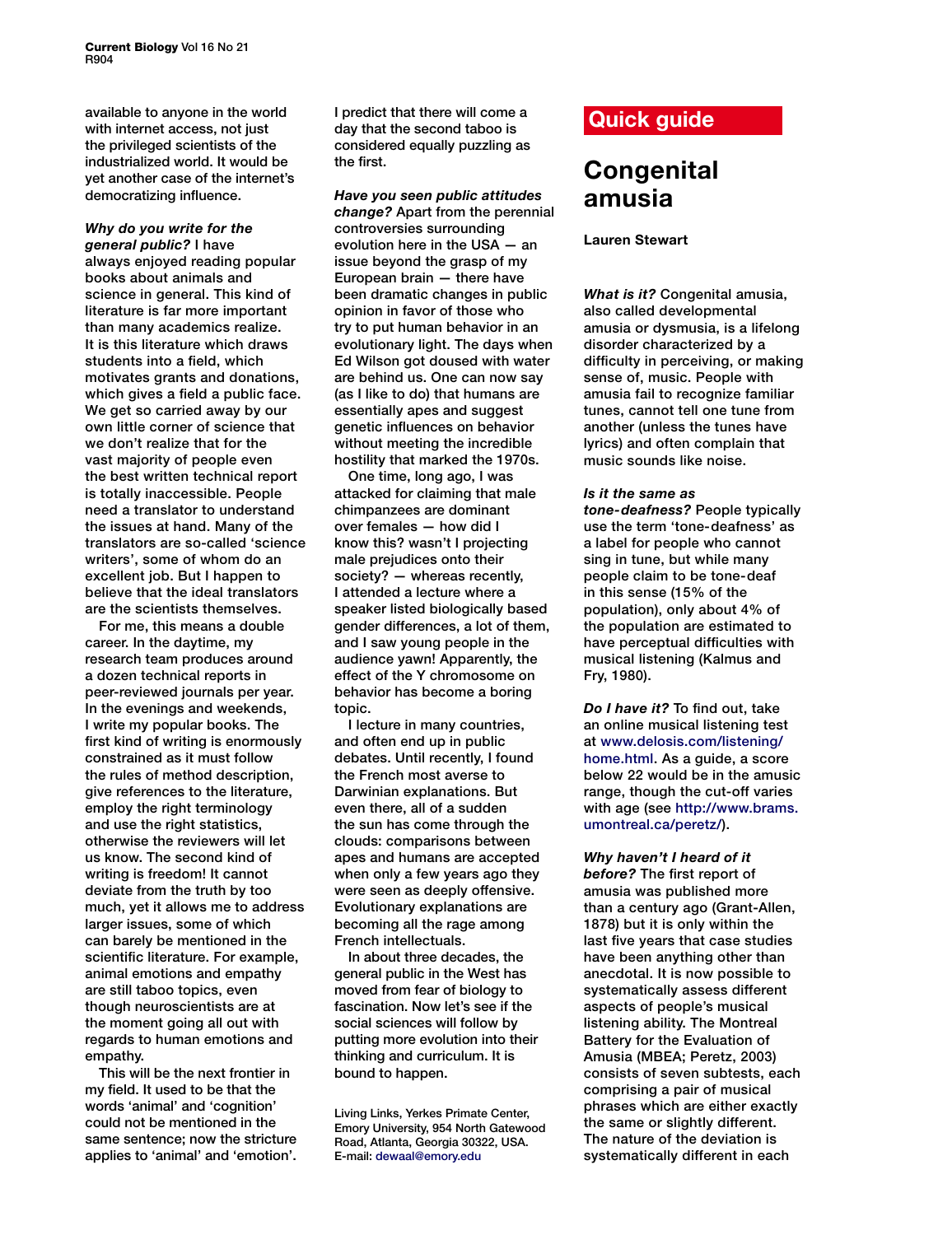available to anyone in the world with internet access, not just the privileged scientists of the industrialized world. It would be yet another case of the internet's democratizing influence.

***Why do you write for the general public?*** I have always enjoyed reading popular books about animals and science in general. This kind of literature is far more important than many academics realize. It is this literature which draws students into a field, which motivates grants and donations, which gives a field a public face. We get so carried away by our own little corner of science that we don't realize that for the vast majority of people even the best written technical report is totally inaccessible. People need a translator to understand the issues at hand. Many of the translators are so-called 'science writers', some of whom do an excellent job. But I happen to believe that the ideal translators are the scientists themselves.

For me, this means a double career. In the daytime, my research team produces around a dozen technical reports in peer-reviewed journals per year. In the evenings and weekends, I write my popular books. The first kind of writing is enormously constrained as it must follow the rules of method description, give references to the literature, employ the right terminology and use the right statistics, otherwise the reviewers will let us know. The second kind of writing is freedom! It cannot deviate from the truth by too much, yet it allows me to address larger issues, some of which can barely be mentioned in the scientific literature. For example, animal emotions and empathy are still taboo topics, even though neuroscientists are at the moment going all out with regards to human emotions and empathy.

This will be the next frontier in my field. It used to be that the words 'animal' and 'cognition' could not be mentioned in the same sentence; now the stricture applies to 'animal' and 'emotion'. I predict that there will come a day that the second taboo is considered equally puzzling as the first.

***Have you seen public attitudes change?*** Apart from the perennial controversies surrounding evolution here in the USA — an issue beyond the grasp of my European brain — there have been dramatic changes in public opinion in favor of those who try to put human behavior in an evolutionary light. The days when Ed Wilson got doused with water are behind us. One can now say (as I like to do) that humans are essentially apes and suggest genetic influences on behavior without meeting the incredible hostility that marked the 1970s.

One time, long ago, I was attacked for claiming that male chimpanzees are dominant over females — how did I know this? wasn't I projecting male prejudices onto their society? — whereas recently, I attended a lecture where a speaker listed biologically based gender differences, a lot of them, and I saw young people in the audience yawn! Apparently, the effect of the Y chromosome on behavior has become a boring topic.

I lecture in many countries, and often end up in public debates. Until recently, I found the French most averse to Darwinian explanations. But even there, all of a sudden the sun has come through the clouds: comparisons between apes and humans are accepted when only a few years ago they were seen as deeply offensive. Evolutionary explanations are becoming all the rage among French intellectuals.

In about three decades, the general public in the West has moved from fear of biology to fascination. Now let's see if the social sciences will follow by putting more evolution into their thinking and curriculum. It is bound to happen.

Living Links, Yerkes Primate Center, Emory University, 954 North Gatewood Road, Atlanta, Georgia 30322, USA.
E-mail: dewaal@emory.edu

## Quick guide

# Congenital amusia

**Lauren Stewart**

***What is it?*** Congenital amusia, also called developmental amusia or dysmusia, is a lifelong disorder characterized by a difficulty in perceiving, or making sense of, music. People with amusia fail to recognize familiar tunes, cannot tell one tune from another (unless the tunes have lyrics) and often complain that music sounds like noise.

***Is it the same as tone-deafness?*** People typically use the term 'tone-deafness' as a label for people who cannot sing in tune, but while many people claim to be tone-deaf in this sense (15% of the population), only about 4% of the population are estimated to have perceptual difficulties with musical listening (Kalmus and Fry, 1980).

***Do I have it?*** To find out, take an online musical listening test at www.delosis.com/listening/home.html. As a guide, a score below 22 would be in the amusic range, though the cut-off varies with age (see http://www.brams.umontreal.ca/peretz/).

***Why haven't I heard of it before?*** The first report of amusia was published more than a century ago (Grant-Allen, 1878) but it is only within the last five years that case studies have been anything other than anecdotal. It is now possible to systematically assess different aspects of people's musical listening ability. The Montreal Battery for the Evaluation of Amusia (MBEA; Peretz, 2003) consists of seven subtests, each comprising a pair of musical phrases which are either exactly the same or slightly different. The nature of the deviation is systematically different in each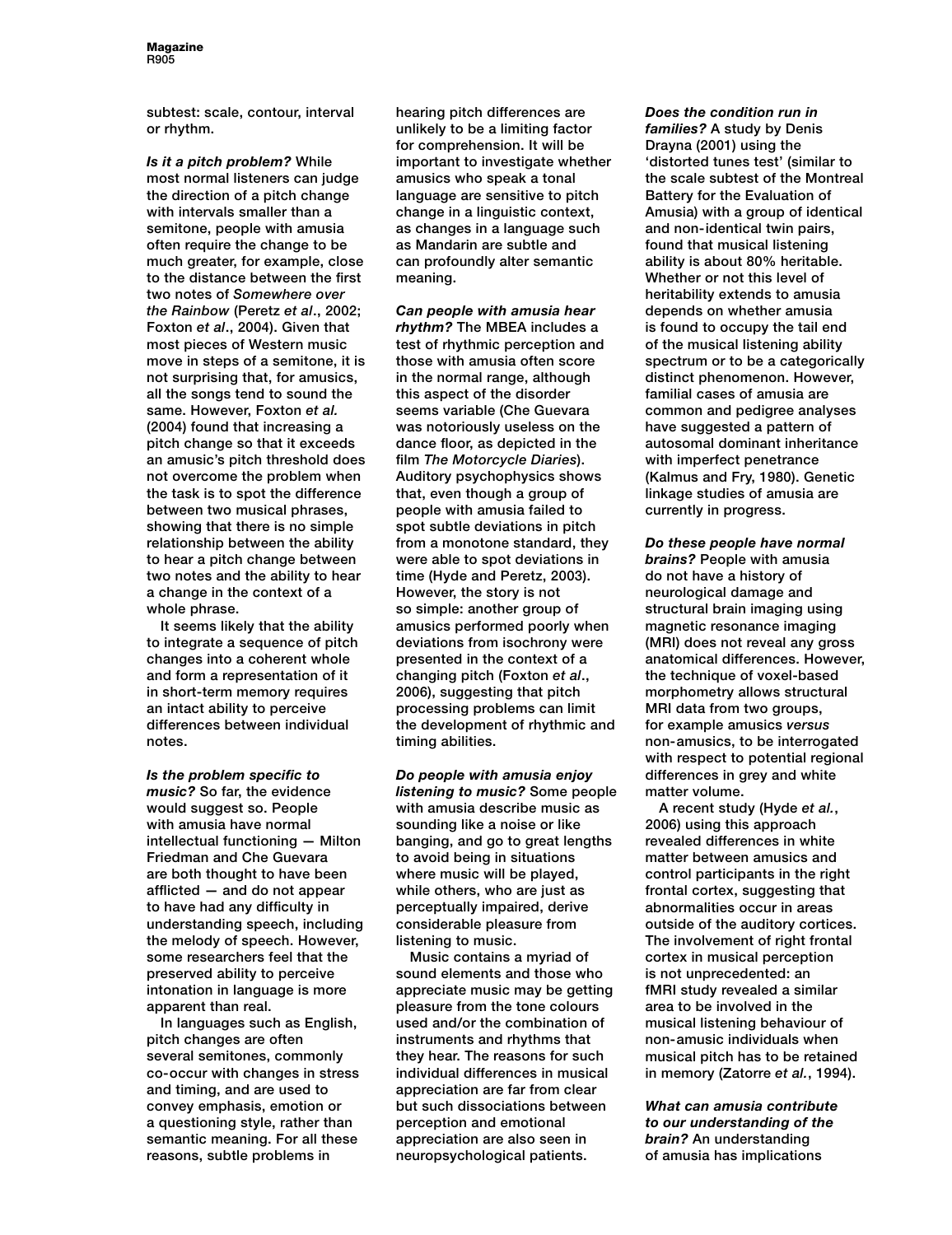subtest: scale, contour, interval or rhythm.

***Is it a pitch problem?*** While most normal listeners can judge the direction of a pitch change with intervals smaller than a semitone, people with amusia often require the change to be much greater, for example, close to the distance between the first two notes of *Somewhere over the Rainbow* (Peretz *et al*., 2002; Foxton *et al*., 2004). Given that most pieces of Western music move in steps of a semitone, it is not surprising that, for amusics, all the songs tend to sound the same. However, Foxton *et al.* (2004) found that increasing a pitch change so that it exceeds an amusic's pitch threshold does not overcome the problem when the task is to spot the difference between two musical phrases, showing that there is no simple relationship between the ability to hear a pitch change between two notes and the ability to hear a change in the context of a whole phrase.

It seems likely that the ability to integrate a sequence of pitch changes into a coherent whole and form a representation of it in short-term memory requires an intact ability to perceive differences between individual notes.

***Is the problem specific to music?*** So far, the evidence would suggest so. People with amusia have normal intellectual functioning — Milton Friedman and Che Guevara are both thought to have been afflicted — and do not appear to have had any difficulty in understanding speech, including the melody of speech. However, some researchers feel that the preserved ability to perceive intonation in language is more apparent than real.

In languages such as English, pitch changes are often several semitones, commonly co-occur with changes in stress and timing, and are used to convey emphasis, emotion or a questioning style, rather than semantic meaning. For all these reasons, subtle problems in hearing pitch differences are unlikely to be a limiting factor for comprehension. It will be important to investigate whether amusics who speak a tonal language are sensitive to pitch change in a linguistic context, as changes in a language such as Mandarin are subtle and can profoundly alter semantic meaning.

***Can people with amusia hear rhythm?*** The MBEA includes a test of rhythmic perception and those with amusia often score in the normal range, although this aspect of the disorder seems variable (Che Guevara was notoriously useless on the dance floor, as depicted in the film *The Motorcycle Diaries*). Auditory psychophysics shows that, even though a group of people with amusia failed to spot subtle deviations in pitch from a monotone standard, they were able to spot deviations in time (Hyde and Peretz, 2003). However, the story is not so simple: another group of amusics performed poorly when deviations from isochrony were presented in the context of a changing pitch (Foxton *et al*., 2006), suggesting that pitch processing problems can limit the development of rhythmic and timing abilities.

***Do people with amusia enjoy listening to music?*** Some people with amusia describe music as sounding like a noise or like banging, and go to great lengths to avoid being in situations where music will be played, while others, who are just as perceptually impaired, derive considerable pleasure from listening to music.

Music contains a myriad of sound elements and those who appreciate music may be getting pleasure from the tone colours used and/or the combination of instruments and rhythms that they hear. The reasons for such individual differences in musical appreciation are far from clear but such dissociations between perception and emotional appreciation are also seen in neuropsychological patients.

***Does the condition run in families?*** A study by Denis Drayna (2001) using the 'distorted tunes test' (similar to the scale subtest of the Montreal Battery for the Evaluation of Amusia) with a group of identical and non-identical twin pairs, found that musical listening ability is about 80% heritable. Whether or not this level of heritability extends to amusia depends on whether amusia is found to occupy the tail end of the musical listening ability spectrum or to be a categorically distinct phenomenon. However, familial cases of amusia are common and pedigree analyses have suggested a pattern of autosomal dominant inheritance with imperfect penetrance (Kalmus and Fry, 1980). Genetic linkage studies of amusia are currently in progress.

***Do these people have normal brains?*** People with amusia do not have a history of neurological damage and structural brain imaging using magnetic resonance imaging (MRI) does not reveal any gross anatomical differences. However, the technique of voxel-based morphometry allows structural MRI data from two groups, for example amusics *versus* non-amusics, to be interrogated with respect to potential regional differences in grey and white matter volume.

A recent study (Hyde *et al.*, 2006) using this approach revealed differences in white matter between amusics and control participants in the right frontal cortex, suggesting that abnormalities occur in areas outside of the auditory cortices. The involvement of right frontal cortex in musical perception is not unprecedented: an fMRI study revealed a similar area to be involved in the musical listening behaviour of non-amusic individuals when musical pitch has to be retained in memory (Zatorre *et al.*, 1994).

***What can amusia contribute to our understanding of the brain?*** An understanding of amusia has implications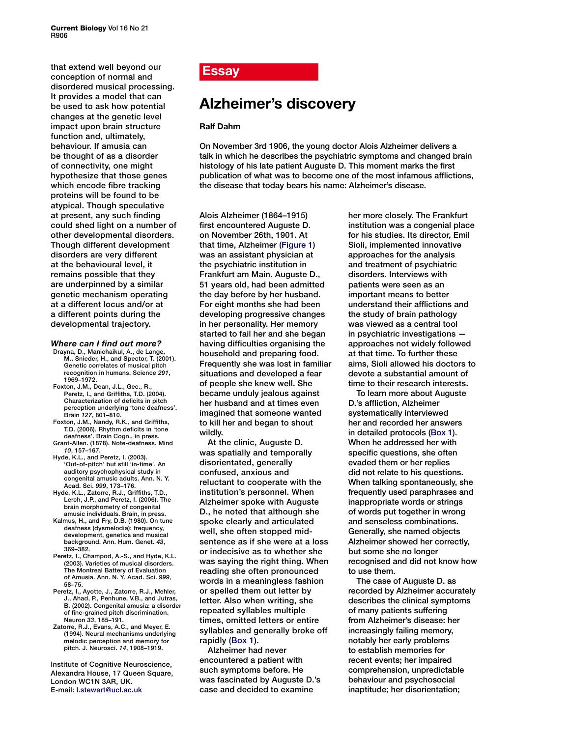that extend well beyond our conception of normal and disordered musical processing. It provides a model that can be used to ask how potential changes at the genetic level impact upon brain structure function and, ultimately, behaviour. If amusia can be thought of as a disorder of connectivity, one might hypothesize that those genes which encode fibre tracking proteins will be found to be atypical. Though speculative at present, any such finding could shed light on a number of other developmental disorders. Though different development disorders are very different at the behavioural level, it remains possible that they are underpinned by a similar genetic mechanism operating at a different locus and/or at a different points during the developmental trajectory.

### *Where can I find out more?*

Drayna, D., Manichaikul, A., de Lange, M., Snieder, H., and Spector, T. (2001). Genetic correlates of musical pitch recognition in humans. Science *291*, 1969–1972.

Foxton, J.M., Dean, J.L., Gee, R., Peretz, I., and Griffiths, T.D. (2004). Characterization of deficits in pitch perception underlying 'tone deafness'. Brain *127*, 801–810.

Foxton, J.M., Nandy, R.K., and Griffiths, T.D. (2006). Rhythm deficits in 'tone deafness'. Brain Cogn., in press.

Grant-Allen. (1878). Note-deafness. Mind *10*, 157–167.

Hyde, K.L., and Peretz, I. (2003). 'Out-of-pitch' but still 'in-time'. An auditory psychophysical study in congenital amusic adults. Ann. N. Y. Acad. Sci. *999*, 173–176.

Hyde, K.L., Zatorre, R.J., Griffiths, T.D., Lerch, J.P., and Peretz, I. (2006). The brain morphometry of congenital amusic individuals. Brain, in press.

Kalmus, H., and Fry, D.B. (1980). On tune deafness (dysmelodia): frequency, development, genetics and musical background. Ann. Hum. Genet. *43*, 369–382.

Peretz, I., Champod, A.-S., and Hyde, K.L. (2003). Varieties of musical disorders. The Montreal Battery of Evaluation of Amusia. Ann. N. Y. Acad. Sci. *999*, 58–75.

Peretz, I., Ayotte, J., Zatorre, R.J., Mehler, J., Ahad, P., Penhune, V.B., and Jutras, B. (2002). Congenital amusia: a disorder of fine-grained pitch discrimination. Neuron *33*, 185–191.

Zatorre, R.J., Evans, A.C., and Meyer, E. (1994). Neural mechanisms underlying melodic perception and memory for pitch. J. Neurosci. *14*, 1908–1919.

Institute of Cognitive Neuroscience, Alexandra House, 17 Queen Square, London WC1N 3AR, UK.
E-mail: l.stewart@ucl.ac.uk

## Essay

# Alzheimer's discovery

**Ralf Dahm**

**On November 3rd 1906, the young doctor Alois Alzheimer delivers a talk in which he describes the psychiatric symptoms and changed brain histology of his late patient Auguste D. This moment marks the first publication of what was to become one of the most infamous afflictions, the disease that today bears his name: Alzheimer's disease.**

Alois Alzheimer (1864–1915) first encountered Auguste D. on November 26th, 1901. At that time, Alzheimer (Figure 1) was an assistant physician at the psychiatric institution in Frankfurt am Main. Auguste D., 51 years old, had been admitted the day before by her husband. For eight months she had been developing progressive changes in her personality. Her memory started to fail her and she began having difficulties organising the household and preparing food. Frequently she was lost in familiar situations and developed a fear of people she knew well. She became unduly jealous against her husband and at times even imagined that someone wanted to kill her and began to shout wildly.

At the clinic, Auguste D. was spatially and temporally disorientated, generally confused, anxious and reluctant to cooperate with the institution's personnel. When Alzheimer spoke with Auguste D., he noted that although she spoke clearly and articulated well, she often stopped mid-sentence as if she were at a loss or indecisive as to whether she was saying the right thing. When reading she often pronounced words in a meaningless fashion or spelled them out letter by letter. Also when writing, she repeated syllables multiple times, omitted letters or entire syllables and generally broke off rapidly (Box 1).

Alzheimer had never encountered a patient with such symptoms before. He was fascinated by Auguste D.'s case and decided to examine her more closely. The Frankfurt institution was a congenial place for his studies. Its director, Emil Sioli, implemented innovative approaches for the analysis and treatment of psychiatric disorders. Interviews with patients were seen as an important means to better understand their afflictions and the study of brain pathology was viewed as a central tool in psychiatric investigations — approaches not widely followed at that time. To further these aims, Sioli allowed his doctors to devote a substantial amount of time to their research interests.

To learn more about Auguste D.'s affliction, Alzheimer systematically interviewed her and recorded her answers in detailed protocols (Box 1). When he addressed her with specific questions, she often evaded them or her replies did not relate to his questions. When talking spontaneously, she frequently used paraphrases and inappropriate words or strings of words put together in wrong and senseless combinations. Generally, she named objects Alzheimer showed her correctly, but some she no longer recognised and did not know how to use them.

The case of Auguste D. as recorded by Alzheimer accurately describes the clinical symptoms of many patients suffering from Alzheimer's disease: her increasingly failing memory, notably her early problems to establish memories for recent events; her impaired comprehension, unpredictable behaviour and psychosocial inaptitude; her disorientation;